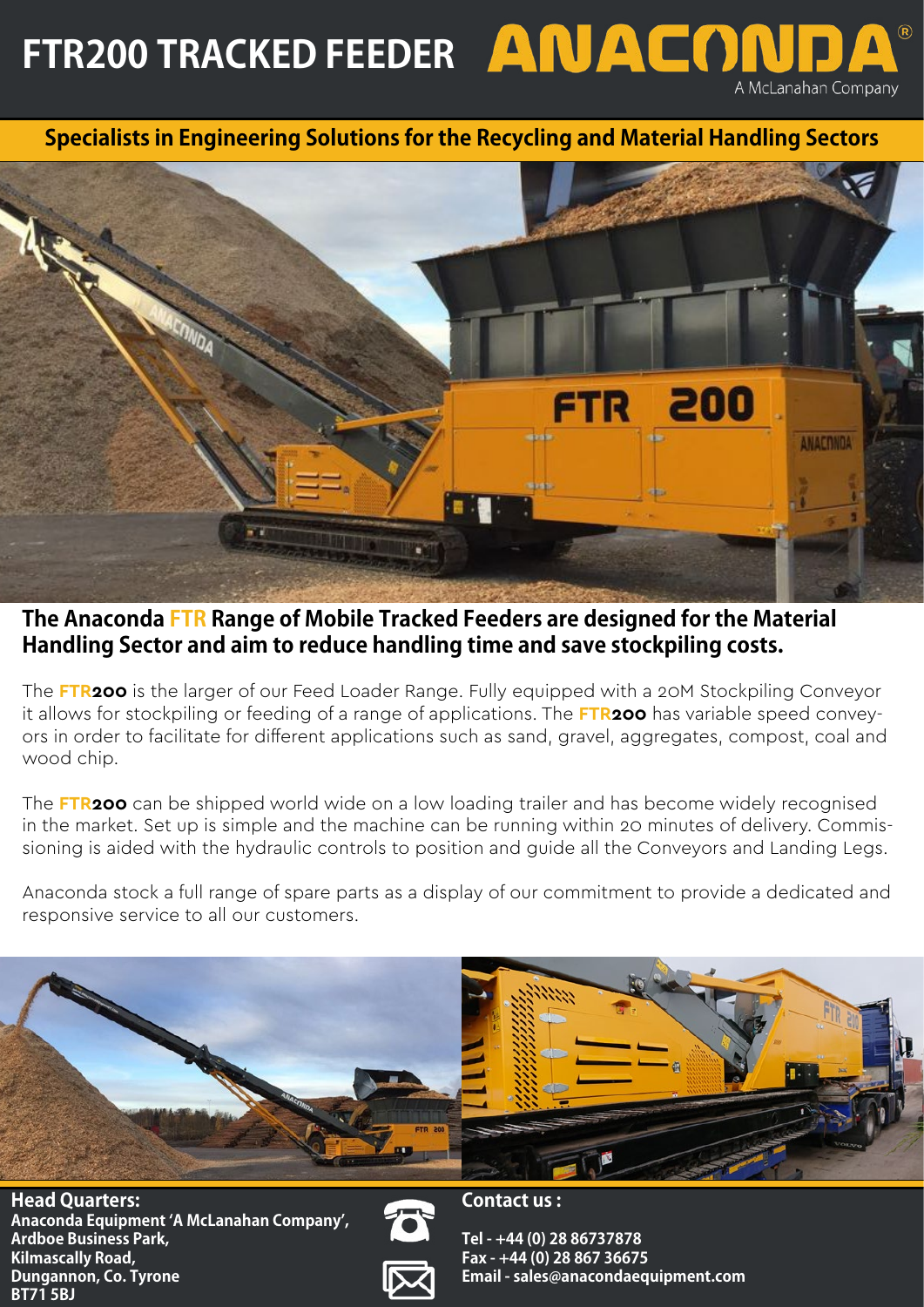# FTR200 TRACKED FEEDER

**ANACONDA** A McLanahan Company

**Specialists in Engineering Solutions for the Recycling and Material Handling Sectors**

## The Anaconda FTR Range of Mobile Tracked Feeders are designed for the Material Handling Sector and aim to reduce handling time and save stockpiling costs.

The **FTR200** is the larger of our Feed Loader Range. Fully equipped with a 20M Stockpiling Conveyor it allows for stockpiling or feeding of a range of applications. The **FTR200** has variable speed conveyors in order to facilitate for different applications such as sand, gravel, aggregates, compost, coal and wood chip.

The **FTR200** can be shipped world wide on a low loading trailer and has become widely recognised in the market. Set up is simple and the machine can be running within 20 minutes of delivery. Commissioning is aided with the hydraulic controls to position and guide all the Conveyors and Landing Legs.

Anaconda stock a full range of spare parts as a display of our commitment to provide a dedicated and responsive service to all our customers.

**Head Quarters:**
**Anaconda Equipment 'A McLanahan Company',**
**Ardboe Business Park,**
**Kilmascally Road,**
**Dungannon, Co. Tyrone**
**BT71 5BJ**

**Contact us :**

**Tel - +44 (0) 28 86737878**
**Fax - +44 (0) 28 867 36675**
**Email - sales@anacondaequipment.com**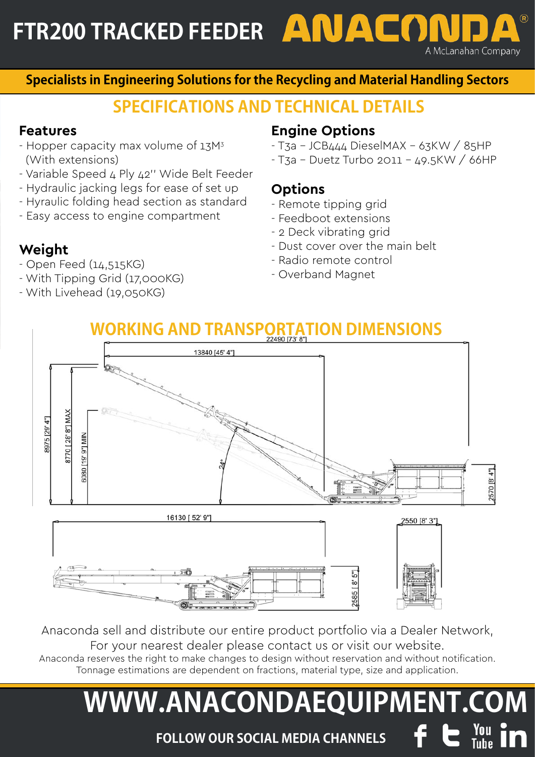# FTR200 TRACKED FEEDER

ANACONDA®
A McLanahan Company

**Specialists in Engineering Solutions for the Recycling and Material Handling Sectors**

## SPECIFICATIONS AND TECHNICAL DETAILS

### Features

- Hopper capacity max volume of 13M³ (With extensions)
- Variable Speed 4 Ply 42'' Wide Belt Feeder
- Hydraulic jacking legs for ease of set up
- Hyraulic folding head section as standard
- Easy access to engine compartment

### Weight

- Open Feed (14,515KG)
- With Tipping Grid (17,000KG)
- With Livehead (19,050KG)

### Engine Options

- T3a – JCB444 DieselMAX – 63KW / 85HP
- T3a – Duetz Turbo 2011 – 49.5KW / 66HP

### Options

- Remote tipping grid
- Feedboot extensions
- 2 Deck vibrating grid
- Dust cover over the main belt
- Radio remote control
- Overband Magnet

## WORKING AND TRANSPORTATION DIMENSIONS

22490 [73' 8"]
13840 [45' 4"]
8975 [29' 4"]
8770 [28' 8"] MAX
6080 [19' 9"] MIN
24°
2570 [8' 4"]
16130 [52' 9"]
2585 [8' 5"]
2550 [8' 3"]

Anaconda sell and distribute our entire product portfolio via a Dealer Network,
For your nearest dealer please contact us or visit our website.
Anaconda reserves the right to make changes to design without reservation and without notification.
Tonnage estimations are dependent on fractions, material type, size and application.

**WWW.ANACONDAEQUIPMENT.COM**

**FOLLOW OUR SOCIAL MEDIA CHANNELS**